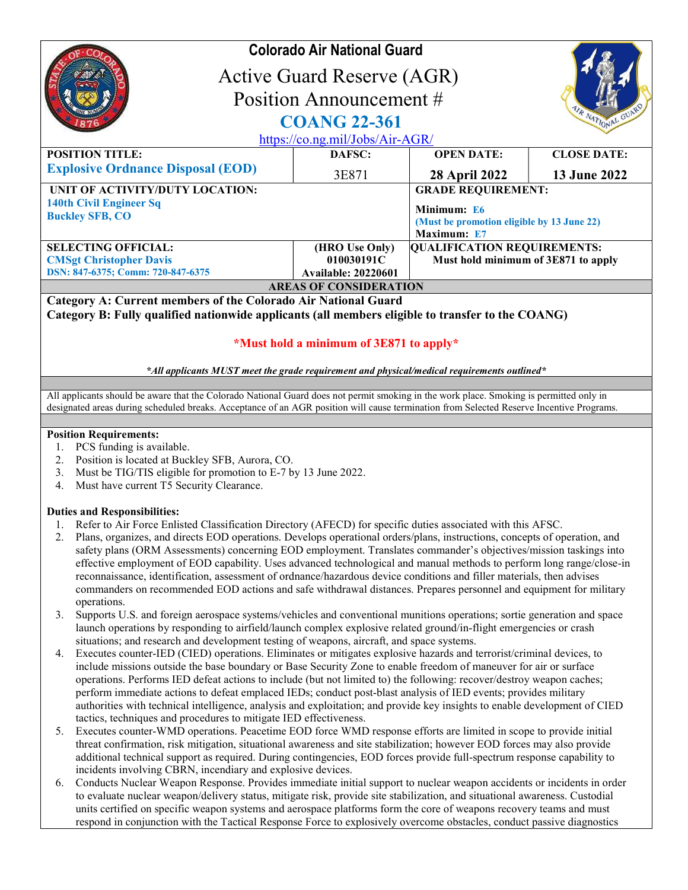# Colorado Air National Guard

## Active Guard Reserve (AGR)
## Position Announcement #
## COANG 22-361

https://co.ng.mil/Jobs/Air-AGR/

| POSITION TITLE: | DAFSC: | OPEN DATE: | CLOSE DATE: |
|---|---|---|---|
| **Explosive Ordnance Disposal (EOD)** | 3E871 | **28 April 2022** | **13 June 2022** |

| UNIT OF ACTIVITY/DUTY LOCATION: | GRADE REQUIREMENT: |
|---|---|
| **140th Civil Engineer Sq**<br>**Buckley SFB, CO** | **Minimum: E6**<br>**(Must be promotion eligible by 13 June 22)**<br>**Maximum: E7** |

| SELECTING OFFICIAL: | (HRO Use Only) | QUALIFICATION REQUIREMENTS: |
|---|---|---|
| **CMSgt Christopher Davis**<br>**DSN: 847-6375; Comm: 720-847-6375** | **010030191C**<br>**Available: 20220601** | **Must hold minimum of 3E871 to apply** |

**AREAS OF CONSIDERATION**

**Category A: Current members of the Colorado Air National Guard**
**Category B: Fully qualified nationwide applicants (all members eligible to transfer to the COANG)**

**\*Must hold a minimum of 3E871 to apply\***

***All applicants MUST meet the grade requirement and physical/medical requirements outlined***

All applicants should be aware that the Colorado National Guard does not permit smoking in the work place. Smoking is permitted only in designated areas during scheduled breaks. Acceptance of an AGR position will cause termination from Selected Reserve Incentive Programs.

**Position Requirements:**

1. PCS funding is available.
2. Position is located at Buckley SFB, Aurora, CO.
3. Must be TIG/TIS eligible for promotion to E-7 by 13 June 2022.
4. Must have current T5 Security Clearance.

**Duties and Responsibilities:**

1. Refer to Air Force Enlisted Classification Directory (AFECD) for specific duties associated with this AFSC.
2. Plans, organizes, and directs EOD operations. Develops operational orders/plans, instructions, concepts of operation, and safety plans (ORM Assessments) concerning EOD employment. Translates commander's objectives/mission taskings into effective employment of EOD capability. Uses advanced technological and manual methods to perform long range/close-in reconnaissance, identification, assessment of ordnance/hazardous device conditions and filler materials, then advises commanders on recommended EOD actions and safe withdrawal distances. Prepares personnel and equipment for military operations.
3. Supports U.S. and foreign aerospace systems/vehicles and conventional munitions operations; sortie generation and space launch operations by responding to airfield/launch complex explosive related ground/in-flight emergencies or crash situations; and research and development testing of weapons, aircraft, and space systems.
4. Executes counter-IED (CIED) operations. Eliminates or mitigates explosive hazards and terrorist/criminal devices, to include missions outside the base boundary or Base Security Zone to enable freedom of maneuver for air or surface operations. Performs IED defeat actions to include (but not limited to) the following: recover/destroy weapon caches; perform immediate actions to defeat emplaced IEDs; conduct post-blast analysis of IED events; provides military authorities with technical intelligence, analysis and exploitation; and provide key insights to enable development of CIED tactics, techniques and procedures to mitigate IED effectiveness.
5. Executes counter-WMD operations. Peacetime EOD force WMD response efforts are limited in scope to provide initial threat confirmation, risk mitigation, situational awareness and site stabilization; however EOD forces may also provide additional technical support as required. During contingencies, EOD forces provide full-spectrum response capability to incidents involving CBRN, incendiary and explosive devices.
6. Conducts Nuclear Weapon Response. Provides immediate initial support to nuclear weapon accidents or incidents in order to evaluate nuclear weapon/delivery status, mitigate risk, provide site stabilization, and situational awareness. Custodial units certified on specific weapon systems and aerospace platforms form the core of weapons recovery teams and must respond in conjunction with the Tactical Response Force to explosively overcome obstacles, conduct passive diagnostics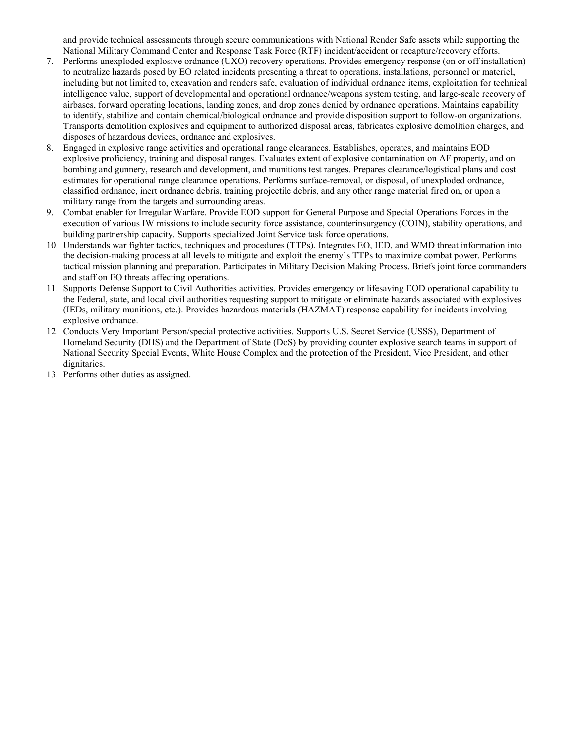and provide technical assessments through secure communications with National Render Safe assets while supporting the National Military Command Center and Response Task Force (RTF) incident/accident or recapture/recovery efforts.

7. Performs unexploded explosive ordnance (UXO) recovery operations. Provides emergency response (on or off installation) to neutralize hazards posed by EO related incidents presenting a threat to operations, installations, personnel or materiel, including but not limited to, excavation and renders safe, evaluation of individual ordnance items, exploitation for technical intelligence value, support of developmental and operational ordnance/weapons system testing, and large-scale recovery of airbases, forward operating locations, landing zones, and drop zones denied by ordnance operations. Maintains capability to identify, stabilize and contain chemical/biological ordnance and provide disposition support to follow-on organizations. Transports demolition explosives and equipment to authorized disposal areas, fabricates explosive demolition charges, and disposes of hazardous devices, ordnance and explosives.
8. Engaged in explosive range activities and operational range clearances. Establishes, operates, and maintains EOD explosive proficiency, training and disposal ranges. Evaluates extent of explosive contamination on AF property, and on bombing and gunnery, research and development, and munitions test ranges. Prepares clearance/logistical plans and cost estimates for operational range clearance operations. Performs surface-removal, or disposal, of unexploded ordnance, classified ordnance, inert ordnance debris, training projectile debris, and any other range material fired on, or upon a military range from the targets and surrounding areas.
9. Combat enabler for Irregular Warfare. Provide EOD support for General Purpose and Special Operations Forces in the execution of various IW missions to include security force assistance, counterinsurgency (COIN), stability operations, and building partnership capacity. Supports specialized Joint Service task force operations.
10. Understands war fighter tactics, techniques and procedures (TTPs). Integrates EO, IED, and WMD threat information into the decision-making process at all levels to mitigate and exploit the enemy's TTPs to maximize combat power. Performs tactical mission planning and preparation. Participates in Military Decision Making Process. Briefs joint force commanders and staff on EO threats affecting operations.
11. Supports Defense Support to Civil Authorities activities. Provides emergency or lifesaving EOD operational capability to the Federal, state, and local civil authorities requesting support to mitigate or eliminate hazards associated with explosives (IEDs, military munitions, etc.). Provides hazardous materials (HAZMAT) response capability for incidents involving explosive ordnance.
12. Conducts Very Important Person/special protective activities. Supports U.S. Secret Service (USSS), Department of Homeland Security (DHS) and the Department of State (DoS) by providing counter explosive search teams in support of National Security Special Events, White House Complex and the protection of the President, Vice President, and other dignitaries.
13. Performs other duties as assigned.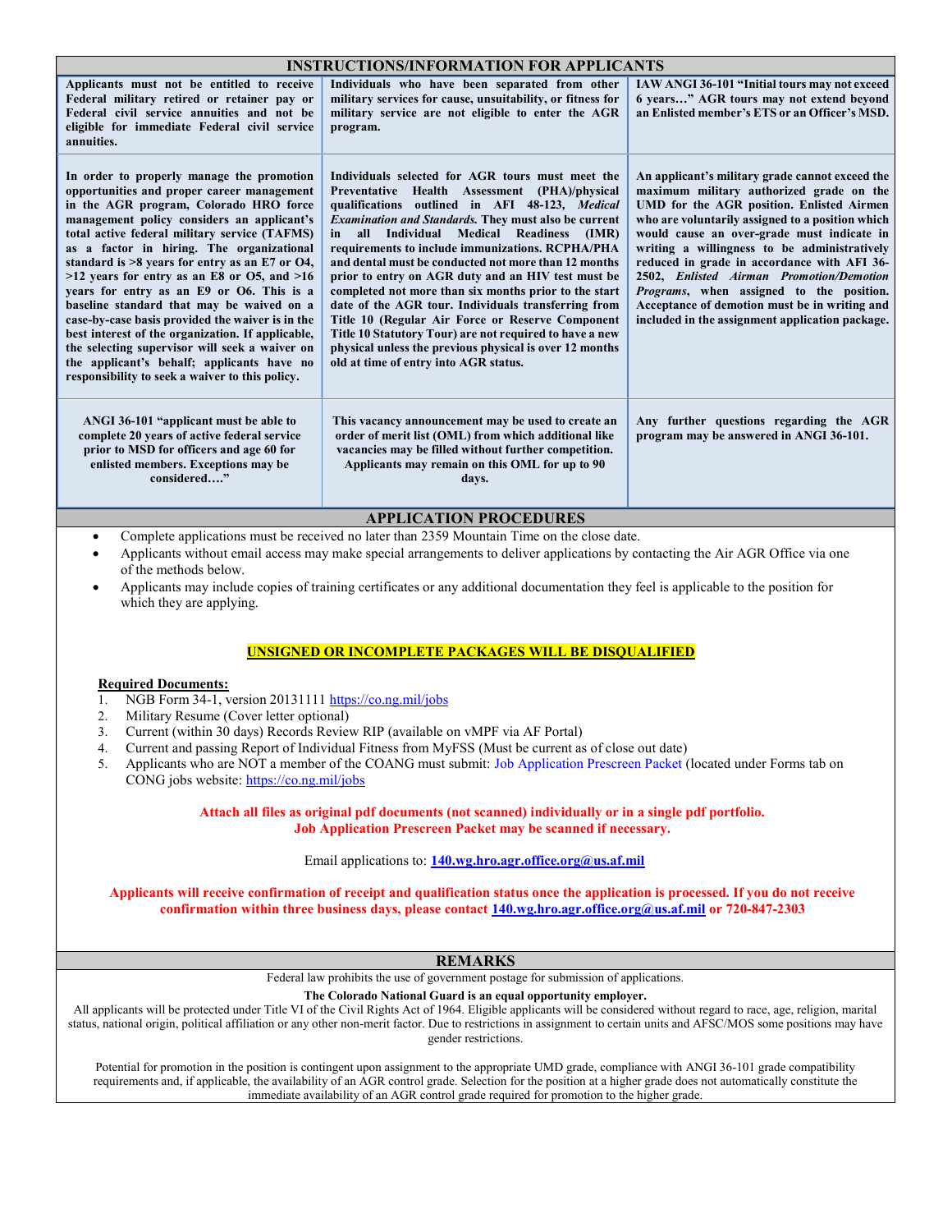## INSTRUCTIONS/INFORMATION FOR APPLICANTS

| | | |
|---|---|---|
| **Applicants must not be entitled to receive Federal military retired or retainer pay or Federal civil service annuities and not be eligible for immediate Federal civil service annuities.** | **Individuals who have been separated from other military services for cause, unsuitability, or fitness for military service are not eligible to enter the AGR program.** | **IAW ANGI 36-101 "Initial tours may not exceed 6 years…" AGR tours may not extend beyond an Enlisted member's ETS or an Officer's MSD.** |
| **In order to properly manage the promotion opportunities and proper career management in the AGR program, Colorado HRO force management policy considers an applicant's total active federal military service (TAFMS) as a factor in hiring. The organizational standard is >8 years for entry as an E7 or O4, >12 years for entry as an E8 or O5, and >16 years for entry as an E9 or O6. This is a baseline standard that may be waived on a case-by-case basis provided the waiver is in the best interest of the organization. If applicable, the selecting supervisor will seek a waiver on the applicant's behalf; applicants have no responsibility to seek a waiver to this policy.** | **Individuals selected for AGR tours must meet the Preventative Health Assessment (PHA)/physical qualifications outlined in AFI 48-123, *Medical Examination and Standards.* They must also be current in all Individual Medical Readiness (IMR) requirements to include immunizations. RCPHA/PHA and dental must be conducted not more than 12 months prior to entry on AGR duty and an HIV test must be completed not more than six months prior to the start date of the AGR tour. Individuals transferring from Title 10 (Regular Air Force or Reserve Component Title 10 Statutory Tour) are not required to have a new physical unless the previous physical is over 12 months old at time of entry into AGR status.** | **An applicant's military grade cannot exceed the maximum military authorized grade on the UMD for the AGR position. Enlisted Airmen who are voluntarily assigned to a position which would cause an over-grade must indicate in writing a willingness to be administratively reduced in grade in accordance with AFI 36-2502, *Enlisted Airman Promotion/Demotion Programs*, when assigned to the position. Acceptance of demotion must be in writing and included in the assignment application package.** |
| **ANGI 36-101 "applicant must be able to complete 20 years of active federal service prior to MSD for officers and age 60 for enlisted members. Exceptions may be considered…."** | **This vacancy announcement may be used to create an order of merit list (OML) from which additional like vacancies may be filled without further competition. Applicants may remain on this OML for up to 90 days.** | **Any further questions regarding the AGR program may be answered in ANGI 36-101.** |

## APPLICATION PROCEDURES

- Complete applications must be received no later than 2359 Mountain Time on the close date.
- Applicants without email access may make special arrangements to deliver applications by contacting the Air AGR Office via one of the methods below.
- Applicants may include copies of training certificates or any additional documentation they feel is applicable to the position for which they are applying.

**UNSIGNED OR INCOMPLETE PACKAGES WILL BE DISQUALIFIED**

**Required Documents:**

1. NGB Form 34-1, version 20131111 https://co.ng.mil/jobs
2. Military Resume (Cover letter optional)
3. Current (within 30 days) Records Review RIP (available on vMPF via AF Portal)
4. Current and passing Report of Individual Fitness from MyFSS (Must be current as of close out date)
5. Applicants who are NOT a member of the COANG must submit: Job Application Prescreen Packet (located under Forms tab on CONG jobs website: https://co.ng.mil/jobs

**Attach all files as original pdf documents (not scanned) individually or in a single pdf portfolio.**
**Job Application Prescreen Packet may be scanned if necessary.**

Email applications to: **140.wg.hro.agr.office.org@us.af.mil**

**Applicants will receive confirmation of receipt and qualification status once the application is processed. If you do not receive confirmation within three business days, please contact 140.wg.hro.agr.office.org@us.af.mil or 720-847-2303**

## REMARKS

Federal law prohibits the use of government postage for submission of applications.

**The Colorado National Guard is an equal opportunity employer.**

All applicants will be protected under Title VI of the Civil Rights Act of 1964. Eligible applicants will be considered without regard to race, age, religion, marital status, national origin, political affiliation or any other non-merit factor. Due to restrictions in assignment to certain units and AFSC/MOS some positions may have gender restrictions.

Potential for promotion in the position is contingent upon assignment to the appropriate UMD grade, compliance with ANGI 36-101 grade compatibility requirements and, if applicable, the availability of an AGR control grade. Selection for the position at a higher grade does not automatically constitute the immediate availability of an AGR control grade required for promotion to the higher grade.